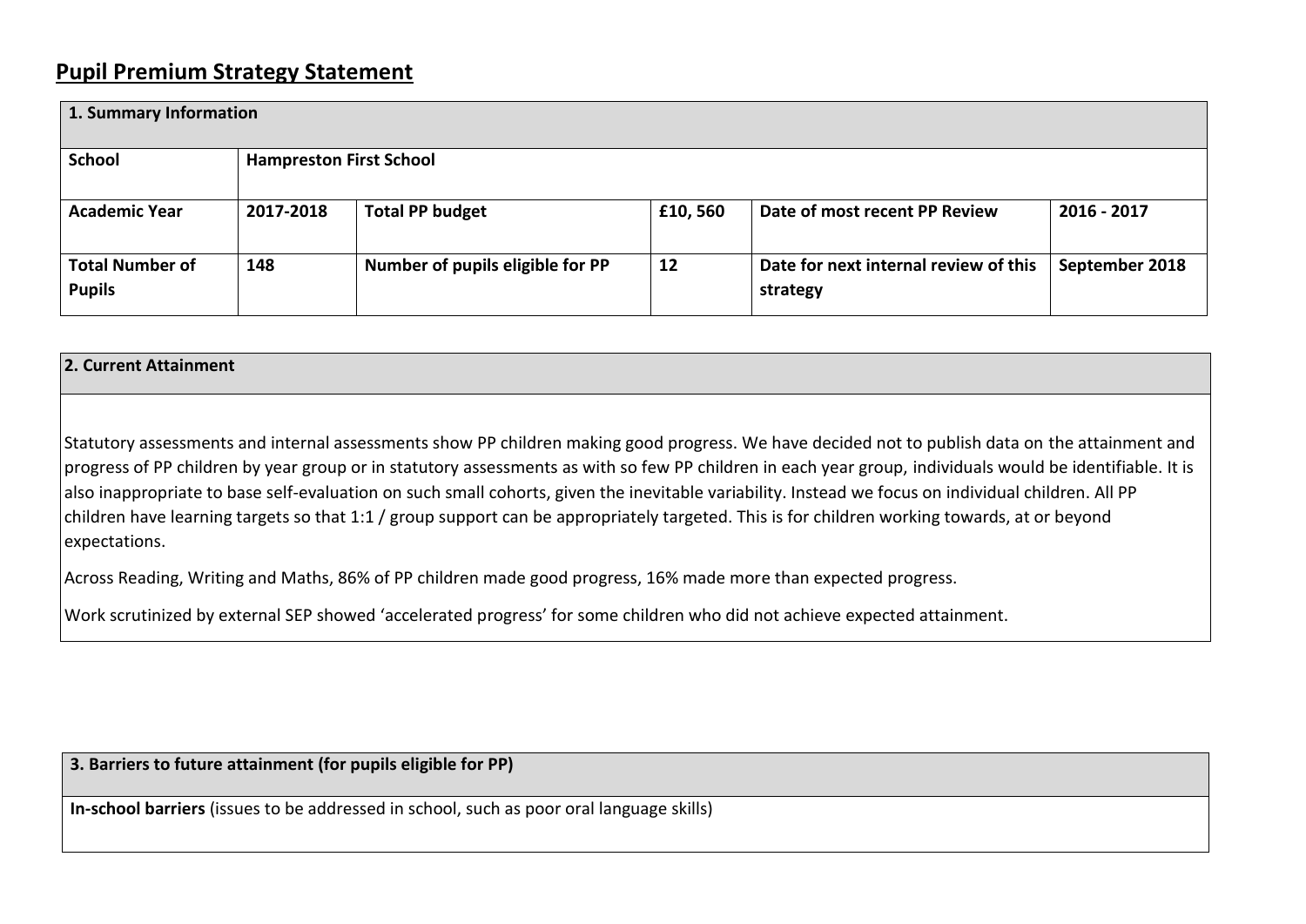# Pupil Premium Strategy Statement

| **1. Summary Information** | | | | | |
|---|---|---|---|---|---|
| **School** | **Hampreston First School** | | | | |
| **Academic Year** | **2017-2018** | **Total PP budget** | **£10, 560** | **Date of most recent PP Review** | **2016 - 2017** |
| **Total Number of Pupils** | **148** | **Number of pupils eligible for PP** | **12** | **Date for next internal review of this strategy** | **September 2018** |

| **2. Current Attainment** |
|---|
| Statutory assessments and internal assessments show PP children making good progress. We have decided not to publish data on the attainment and progress of PP children by year group or in statutory assessments as with so few PP children in each year group, individuals would be identifiable. It is also inappropriate to base self-evaluation on such small cohorts, given the inevitable variability. Instead we focus on individual children. All PP children have learning targets so that 1:1 / group support can be appropriately targeted. This is for children working towards, at or beyond expectations.<br><br>Across Reading, Writing and Maths, 86% of PP children made good progress, 16% made more than expected progress.<br><br>Work scrutinized by external SEP showed 'accelerated progress' for some children who did not achieve expected attainment. |

| **3. Barriers to future attainment (for pupils eligible for PP)** |
|---|
| **In-school barriers** (issues to be addressed in school, such as poor oral language skills) |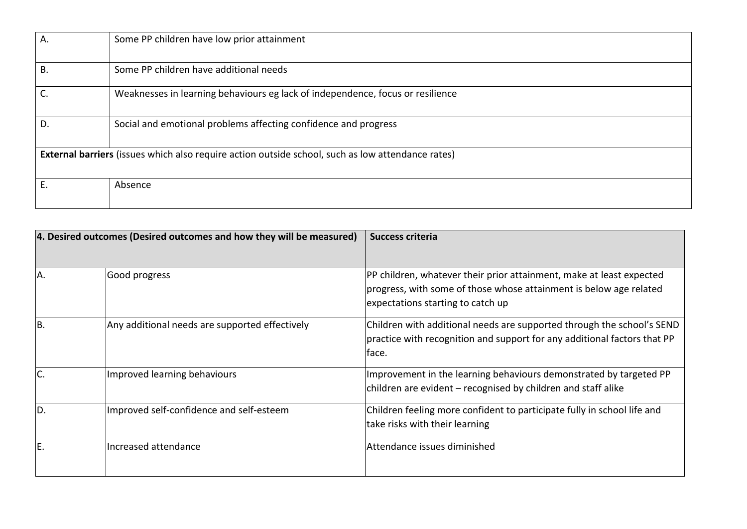| | |
|---|---|
| A. | Some PP children have low prior attainment |
| B. | Some PP children have additional needs |
| C. | Weaknesses in learning behaviours eg lack of independence, focus or resilience |
| D. | Social and emotional problems affecting confidence and progress |
| **External barriers** (issues which also require action outside school, such as low attendance rates) | |
| E. | Absence |

| **4. Desired outcomes (Desired outcomes and how they will be measured)** | | **Success criteria** |
|---|---|---|
| A. | Good progress | PP children, whatever their prior attainment, make at least expected progress, with some of those whose attainment is below age related expectations starting to catch up |
| B. | Any additional needs are supported effectively | Children with additional needs are supported through the school's SEND practice with recognition and support for any additional factors that PP face. |
| C. | Improved learning behaviours | Improvement in the learning behaviours demonstrated by targeted PP children are evident – recognised by children and staff alike |
| D. | Improved self-confidence and self-esteem | Children feeling more confident to participate fully in school life and take risks with their learning |
| E. | Increased attendance | Attendance issues diminished |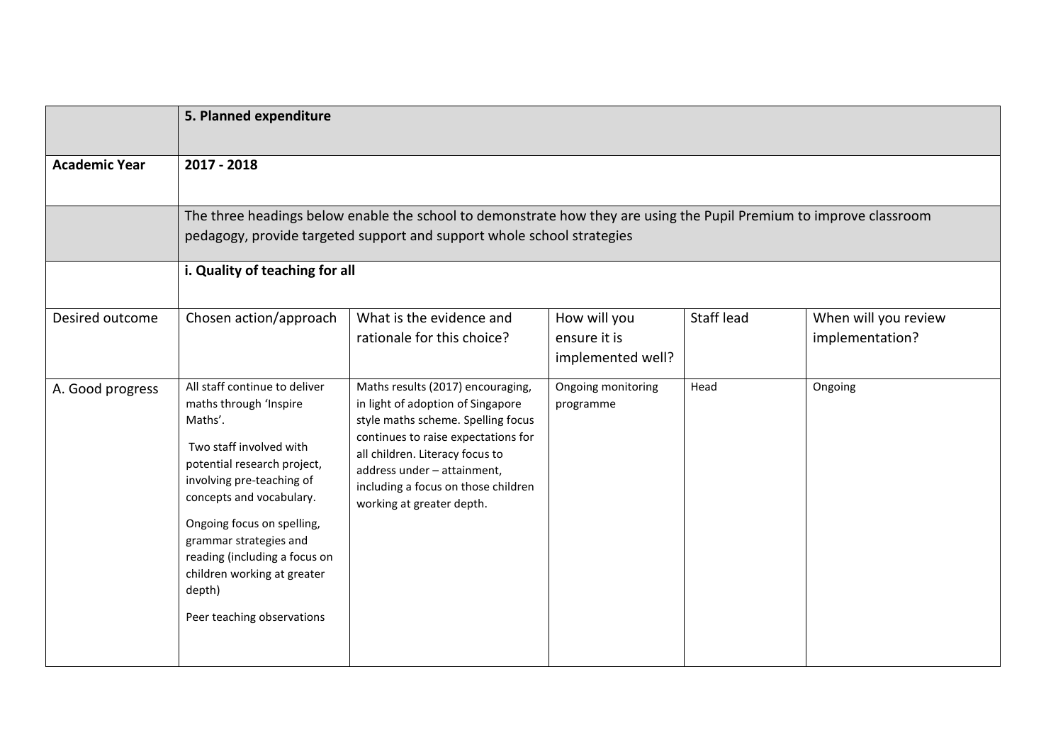| | **5. Planned expenditure** | | | | |
|---|---|---|---|---|---|
| **Academic Year** | **2017 - 2018** | | | | |
| | The three headings below enable the school to demonstrate how they are using the Pupil Premium to improve classroom pedagogy, provide targeted support and support whole school strategies | | | | |
| | **i. Quality of teaching for all** | | | | |
| Desired outcome | Chosen action/approach | What is the evidence and rationale for this choice? | How will you ensure it is implemented well? | Staff lead | When will you review implementation? |
| A. Good progress | All staff continue to deliver maths through 'Inspire Maths'.<br><br>Two staff involved with potential research project, involving pre-teaching of concepts and vocabulary.<br><br>Ongoing focus on spelling, grammar strategies and reading (including a focus on children working at greater depth)<br><br>Peer teaching observations | Maths results (2017) encouraging, in light of adoption of Singapore style maths scheme. Spelling focus continues to raise expectations for all children. Literacy focus to address under – attainment, including a focus on those children working at greater depth. | Ongoing monitoring programme | Head | Ongoing |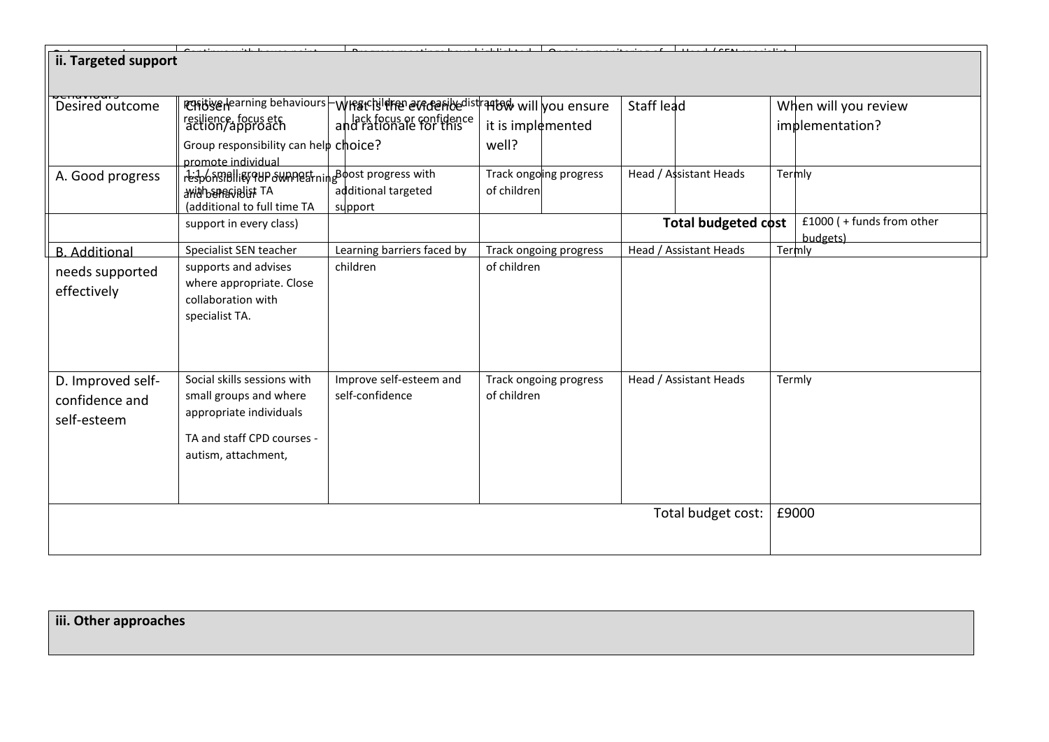| Outcomes and behaviours | Continue with house point positive learning behaviours – resilience, focus etc Group responsibility can help promote individual responsibility for own learning and behaviour | Progress meetings have highlighted e.g. children are easily distracted, lack focus or confidence | Ongoing monitoring of | Head / SEN specialist |
|---|---|---|---|---|
| | | | Total budgeted cost | £1000 ( + funds from other budgets) |

## ii. Targeted support

| Desired outcome | Chosen action/approach | What is the evidence and rationale for this choice? | How will you ensure it is implemented well? | Staff lead | When will you review implementation? |
|---|---|---|---|---|---|
| A. Good progress | 1:1 / small group support with specialist TA (additional to full time TA support in every class) | Boost progress with additional targeted support | Track ongoing progress of children | Head / Assistant Heads | Termly |
| B. Additional needs supported effectively | Specialist SEN teacher supports and advises where appropriate. Close collaboration with specialist TA. | Learning barriers faced by children | Track ongoing progress of children | Head / Assistant Heads | Termly |
| D. Improved self-confidence and self-esteem | Social skills sessions with small groups and where appropriate individuals<br><br>TA and staff CPD courses - autism, attachment, | Improve self-esteem and self-confidence | Track ongoing progress of children | Head / Assistant Heads | Termly |
| | | | | Total budget cost: | £9000 |

## iii. Other approaches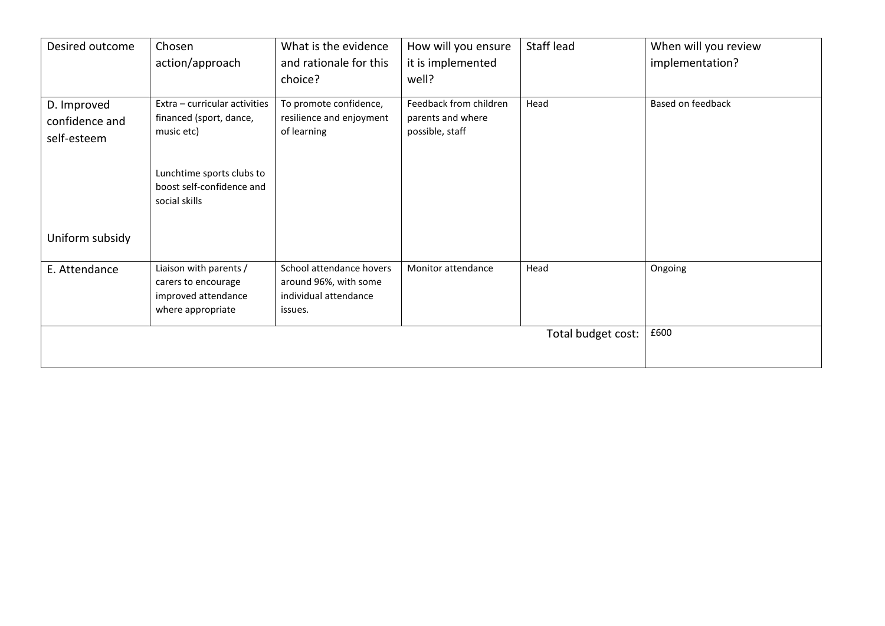| Desired outcome | Chosen action/approach | What is the evidence and rationale for this choice? | How will you ensure it is implemented well? | Staff lead | When will you review implementation? |
|---|---|---|---|---|---|
| D. Improved confidence and self-esteem<br><br>Uniform subsidy | Extra – curricular activities financed (sport, dance, music etc)<br><br>Lunchtime sports clubs to boost self-confidence and social skills | To promote confidence, resilience and enjoyment of learning | Feedback from children parents and where possible, staff | Head | Based on feedback |
| E. Attendance | Liaison with parents / carers to encourage improved attendance where appropriate | School attendance hovers around 96%, with some individual attendance issues. | Monitor attendance | Head | Ongoing |
| | | | | Total budget cost: | £600 |